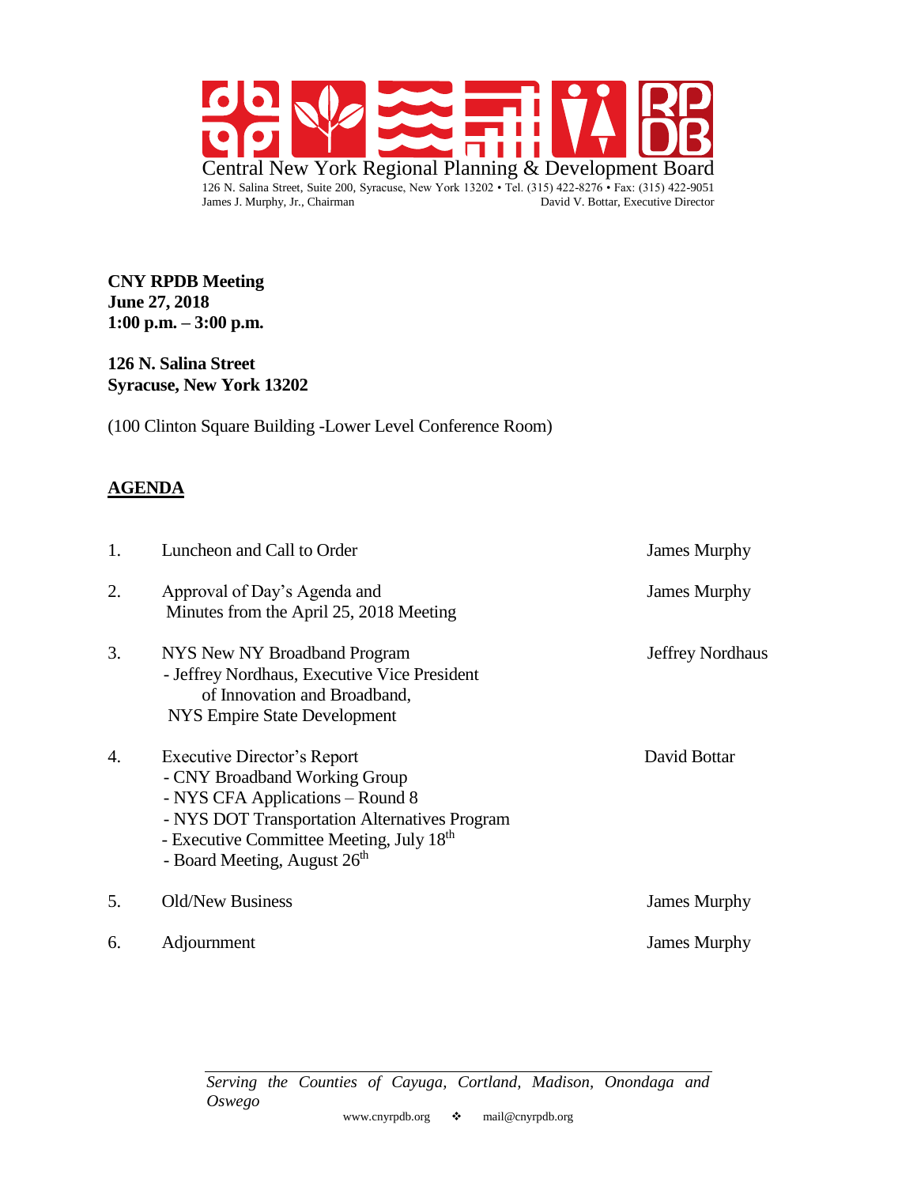Central New York Regional Planning & Development Board

126 N. Salina Street, Suite 200, Syracuse, New York 13202 • Tel. (315) 422-8276 • Fax: (315) 422-9051

James J. Murphy, Jr., Chairman — David V. Bottar, Executive Director

**CNY RPDB Meeting**
**June 27, 2018**
**1:00 p.m. – 3:00 p.m.**

**126 N. Salina Street**
**Syracuse, New York 13202**

(100 Clinton Square Building -Lower Level Conference Room)

## AGENDA

| | | |
|---|---|---|
| 1. | Luncheon and Call to Order | James Murphy |
| 2. | Approval of Day's Agenda and Minutes from the April 25, 2018 Meeting | James Murphy |
| 3. | NYS New NY Broadband Program<br>- Jeffrey Nordhaus, Executive Vice President of Innovation and Broadband, NYS Empire State Development | Jeffrey Nordhaus |
| 4. | Executive Director's Report<br>- CNY Broadband Working Group<br>- NYS CFA Applications – Round 8<br>- NYS DOT Transportation Alternatives Program<br>- Executive Committee Meeting, July 18th<br>- Board Meeting, August 26th | David Bottar |
| 5. | Old/New Business | James Murphy |
| 6. | Adjournment | James Murphy |

*Serving the Counties of Cayuga, Cortland, Madison, Onondaga and Oswego*

www.cnyrpdb.org ❖ mail@cnyrpdb.org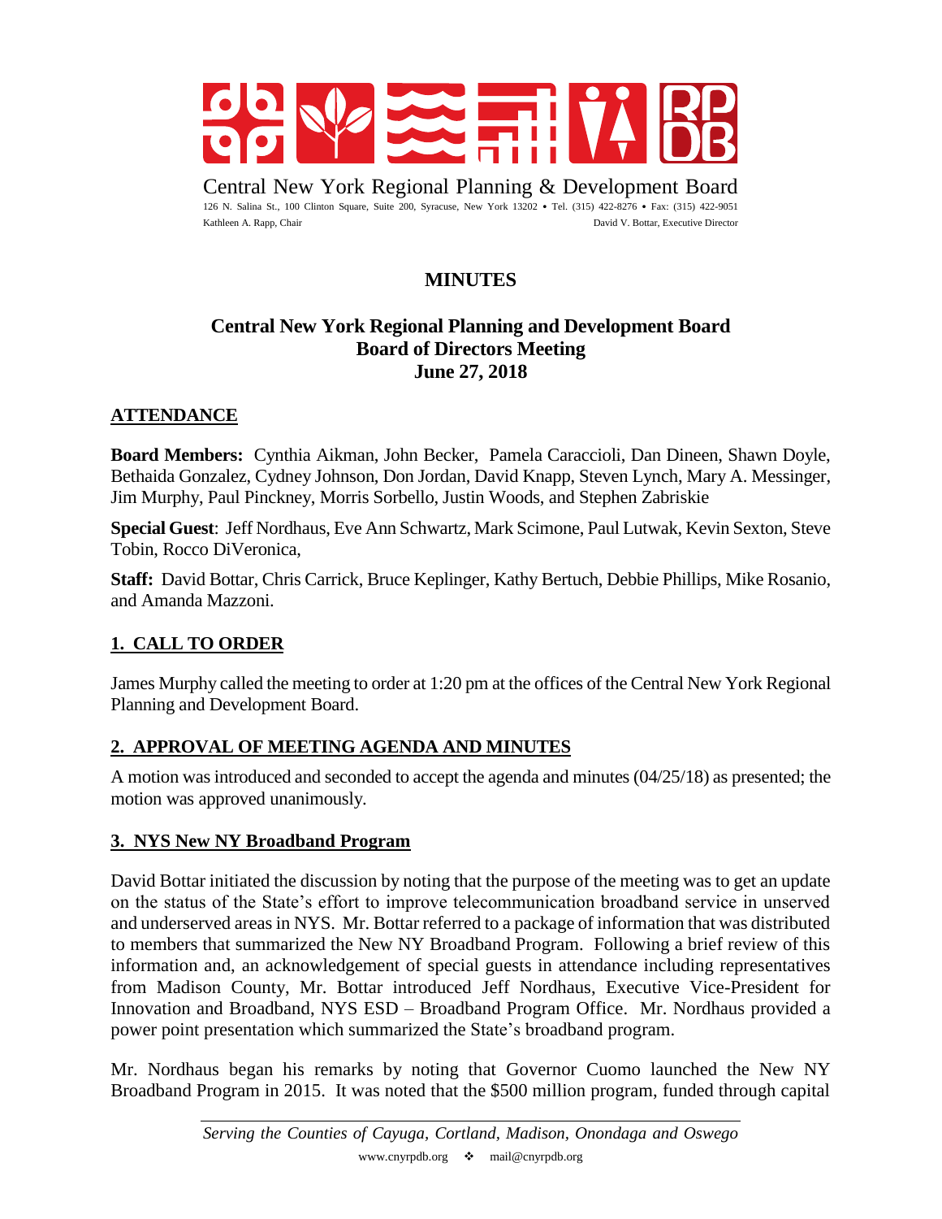# Central New York Regional Planning & Development Board

126 N. Salina St., 100 Clinton Square, Suite 200, Syracuse, New York 13202 • Tel. (315) 422-8276 • Fax: (315) 422-9051

Kathleen A. Rapp, Chair — David V. Bottar, Executive Director

## MINUTES

### Central New York Regional Planning and Development Board
### Board of Directors Meeting
### June 27, 2018

## ATTENDANCE

**Board Members:** Cynthia Aikman, John Becker, Pamela Caraccioli, Dan Dineen, Shawn Doyle, Bethaida Gonzalez, Cydney Johnson, Don Jordan, David Knapp, Steven Lynch, Mary A. Messinger, Jim Murphy, Paul Pinckney, Morris Sorbello, Justin Woods, and Stephen Zabriskie

**Special Guest**: Jeff Nordhaus, Eve Ann Schwartz, Mark Scimone, Paul Lutwak, Kevin Sexton, Steve Tobin, Rocco DiVeronica,

**Staff:** David Bottar, Chris Carrick, Bruce Keplinger, Kathy Bertuch, Debbie Phillips, Mike Rosanio, and Amanda Mazzoni.

## 1. CALL TO ORDER

James Murphy called the meeting to order at 1:20 pm at the offices of the Central New York Regional Planning and Development Board.

## 2. APPROVAL OF MEETING AGENDA AND MINUTES

A motion was introduced and seconded to accept the agenda and minutes (04/25/18) as presented; the motion was approved unanimously.

## 3. NYS New NY Broadband Program

David Bottar initiated the discussion by noting that the purpose of the meeting was to get an update on the status of the State's effort to improve telecommunication broadband service in unserved and underserved areas in NYS. Mr. Bottar referred to a package of information that was distributed to members that summarized the New NY Broadband Program. Following a brief review of this information and, an acknowledgement of special guests in attendance including representatives from Madison County, Mr. Bottar introduced Jeff Nordhaus, Executive Vice-President for Innovation and Broadband, NYS ESD – Broadband Program Office. Mr. Nordhaus provided a power point presentation which summarized the State's broadband program.

Mr. Nordhaus began his remarks by noting that Governor Cuomo launched the New NY Broadband Program in 2015. It was noted that the $500 million program, funded through capital

*Serving the Counties of Cayuga, Cortland, Madison, Onondaga and Oswego*

www.cnyrpdb.org ❖ mail@cnyrpdb.org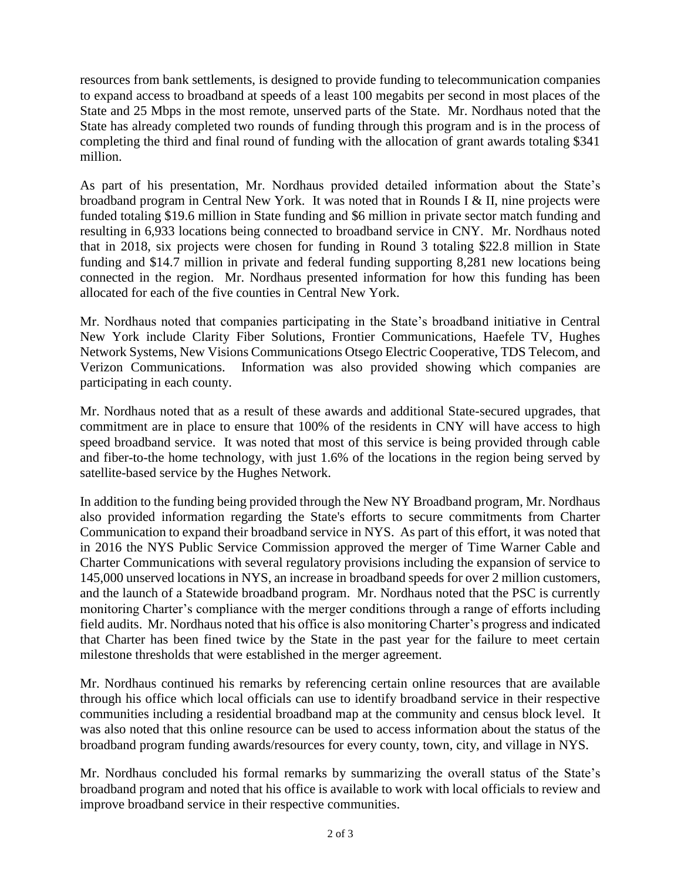resources from bank settlements, is designed to provide funding to telecommunication companies to expand access to broadband at speeds of a least 100 megabits per second in most places of the State and 25 Mbps in the most remote, unserved parts of the State. Mr. Nordhaus noted that the State has already completed two rounds of funding through this program and is in the process of completing the third and final round of funding with the allocation of grant awards totaling $341 million.

As part of his presentation, Mr. Nordhaus provided detailed information about the State's broadband program in Central New York. It was noted that in Rounds I & II, nine projects were funded totaling $19.6 million in State funding and $6 million in private sector match funding and resulting in 6,933 locations being connected to broadband service in CNY. Mr. Nordhaus noted that in 2018, six projects were chosen for funding in Round 3 totaling $22.8 million in State funding and $14.7 million in private and federal funding supporting 8,281 new locations being connected in the region. Mr. Nordhaus presented information for how this funding has been allocated for each of the five counties in Central New York.

Mr. Nordhaus noted that companies participating in the State's broadband initiative in Central New York include Clarity Fiber Solutions, Frontier Communications, Haefele TV, Hughes Network Systems, New Visions Communications Otsego Electric Cooperative, TDS Telecom, and Verizon Communications. Information was also provided showing which companies are participating in each county.

Mr. Nordhaus noted that as a result of these awards and additional State-secured upgrades, that commitment are in place to ensure that 100% of the residents in CNY will have access to high speed broadband service. It was noted that most of this service is being provided through cable and fiber-to-the home technology, with just 1.6% of the locations in the region being served by satellite-based service by the Hughes Network.

In addition to the funding being provided through the New NY Broadband program, Mr. Nordhaus also provided information regarding the State's efforts to secure commitments from Charter Communication to expand their broadband service in NYS. As part of this effort, it was noted that in 2016 the NYS Public Service Commission approved the merger of Time Warner Cable and Charter Communications with several regulatory provisions including the expansion of service to 145,000 unserved locations in NYS, an increase in broadband speeds for over 2 million customers, and the launch of a Statewide broadband program. Mr. Nordhaus noted that the PSC is currently monitoring Charter's compliance with the merger conditions through a range of efforts including field audits. Mr. Nordhaus noted that his office is also monitoring Charter's progress and indicated that Charter has been fined twice by the State in the past year for the failure to meet certain milestone thresholds that were established in the merger agreement.

Mr. Nordhaus continued his remarks by referencing certain online resources that are available through his office which local officials can use to identify broadband service in their respective communities including a residential broadband map at the community and census block level. It was also noted that this online resource can be used to access information about the status of the broadband program funding awards/resources for every county, town, city, and village in NYS.

Mr. Nordhaus concluded his formal remarks by summarizing the overall status of the State's broadband program and noted that his office is available to work with local officials to review and improve broadband service in their respective communities.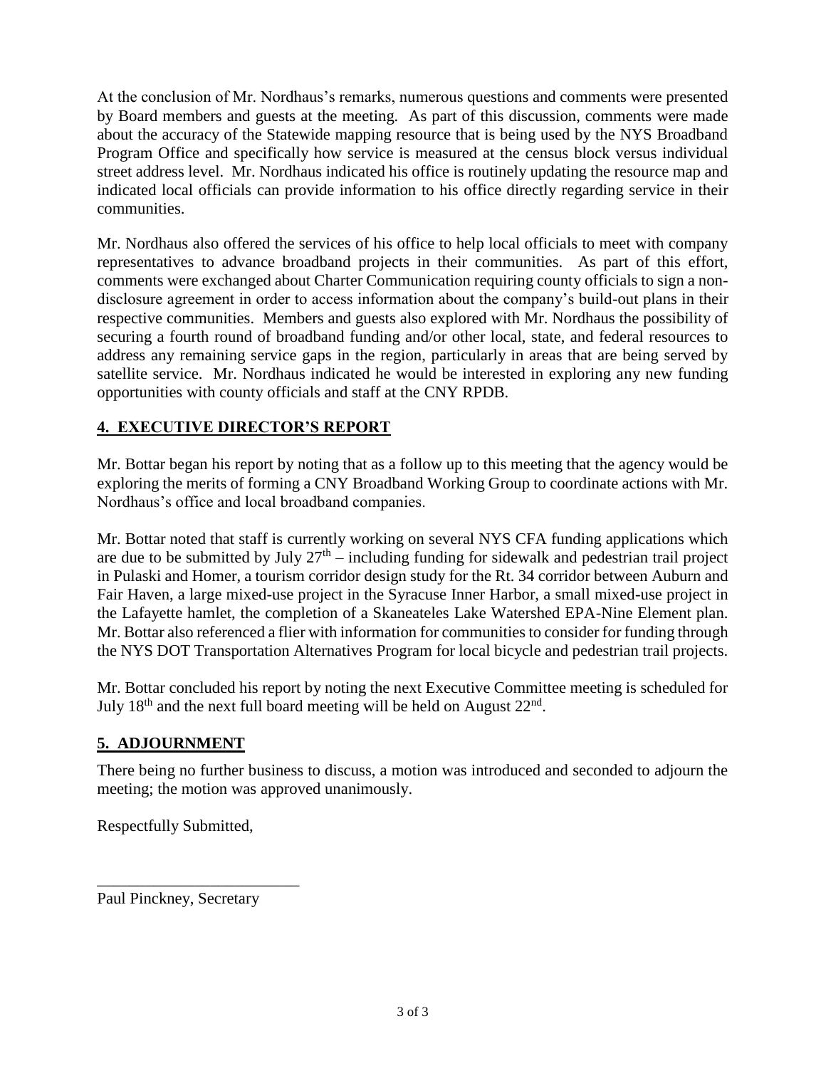At the conclusion of Mr. Nordhaus's remarks, numerous questions and comments were presented by Board members and guests at the meeting. As part of this discussion, comments were made about the accuracy of the Statewide mapping resource that is being used by the NYS Broadband Program Office and specifically how service is measured at the census block versus individual street address level. Mr. Nordhaus indicated his office is routinely updating the resource map and indicated local officials can provide information to his office directly regarding service in their communities.

Mr. Nordhaus also offered the services of his office to help local officials to meet with company representatives to advance broadband projects in their communities. As part of this effort, comments were exchanged about Charter Communication requiring county officials to sign a non-disclosure agreement in order to access information about the company's build-out plans in their respective communities. Members and guests also explored with Mr. Nordhaus the possibility of securing a fourth round of broadband funding and/or other local, state, and federal resources to address any remaining service gaps in the region, particularly in areas that are being served by satellite service. Mr. Nordhaus indicated he would be interested in exploring any new funding opportunities with county officials and staff at the CNY RPDB.

## 4. EXECUTIVE DIRECTOR'S REPORT

Mr. Bottar began his report by noting that as a follow up to this meeting that the agency would be exploring the merits of forming a CNY Broadband Working Group to coordinate actions with Mr. Nordhaus's office and local broadband companies.

Mr. Bottar noted that staff is currently working on several NYS CFA funding applications which are due to be submitted by July 27th – including funding for sidewalk and pedestrian trail project in Pulaski and Homer, a tourism corridor design study for the Rt. 34 corridor between Auburn and Fair Haven, a large mixed-use project in the Syracuse Inner Harbor, a small mixed-use project in the Lafayette hamlet, the completion of a Skaneateles Lake Watershed EPA-Nine Element plan. Mr. Bottar also referenced a flier with information for communities to consider for funding through the NYS DOT Transportation Alternatives Program for local bicycle and pedestrian trail projects.

Mr. Bottar concluded his report by noting the next Executive Committee meeting is scheduled for July 18th and the next full board meeting will be held on August 22nd.

## 5. ADJOURNMENT

There being no further business to discuss, a motion was introduced and seconded to adjourn the meeting; the motion was approved unanimously.

Respectfully Submitted,

\_\_\_\_\_\_\_\_\_\_\_\_\_\_\_\_\_\_\_\_\_\_\_\_\_\_

Paul Pinckney, Secretary